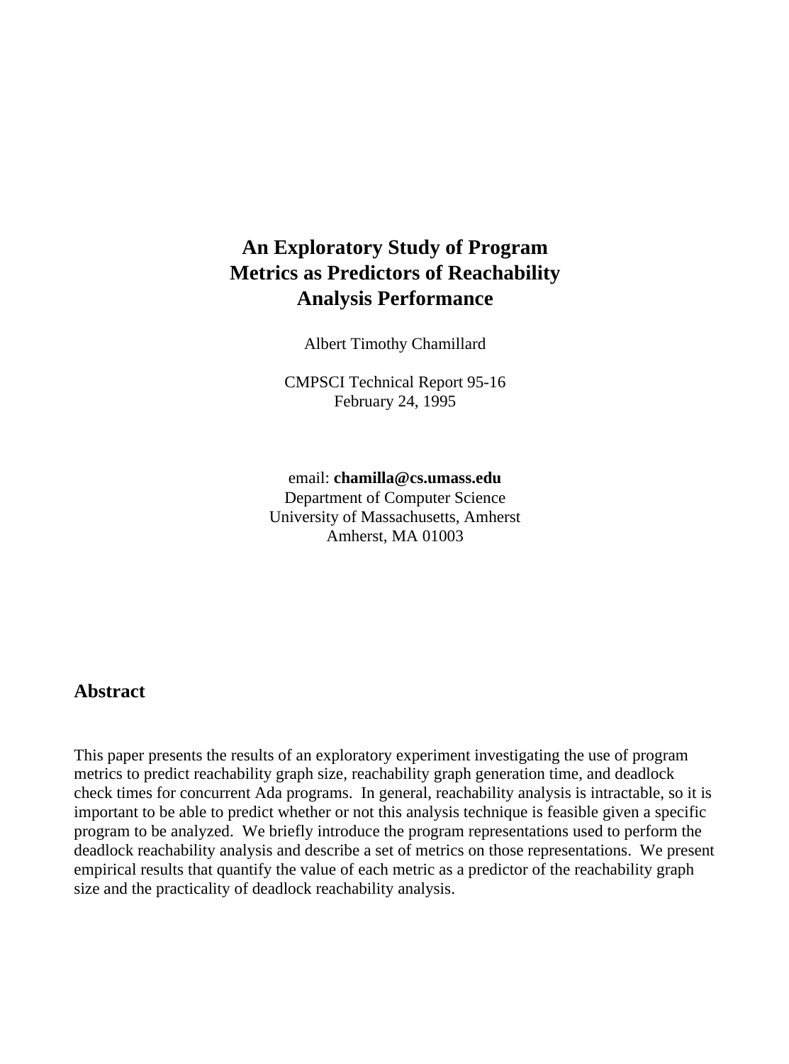# An Exploratory Study of Program Metrics as Predictors of Reachability Analysis Performance

Albert Timothy Chamillard

CMPSCI Technical Report 95-16
February 24, 1995

email: **chamilla@cs.umass.edu**
Department of Computer Science
University of Massachusetts, Amherst
Amherst, MA 01003

## Abstract

This paper presents the results of an exploratory experiment investigating the use of program metrics to predict reachability graph size, reachability graph generation time, and deadlock check times for concurrent Ada programs. In general, reachability analysis is intractable, so it is important to be able to predict whether or not this analysis technique is feasible given a specific program to be analyzed. We briefly introduce the program representations used to perform the deadlock reachability analysis and describe a set of metrics on those representations. We present empirical results that quantify the value of each metric as a predictor of the reachability graph size and the practicality of deadlock reachability analysis.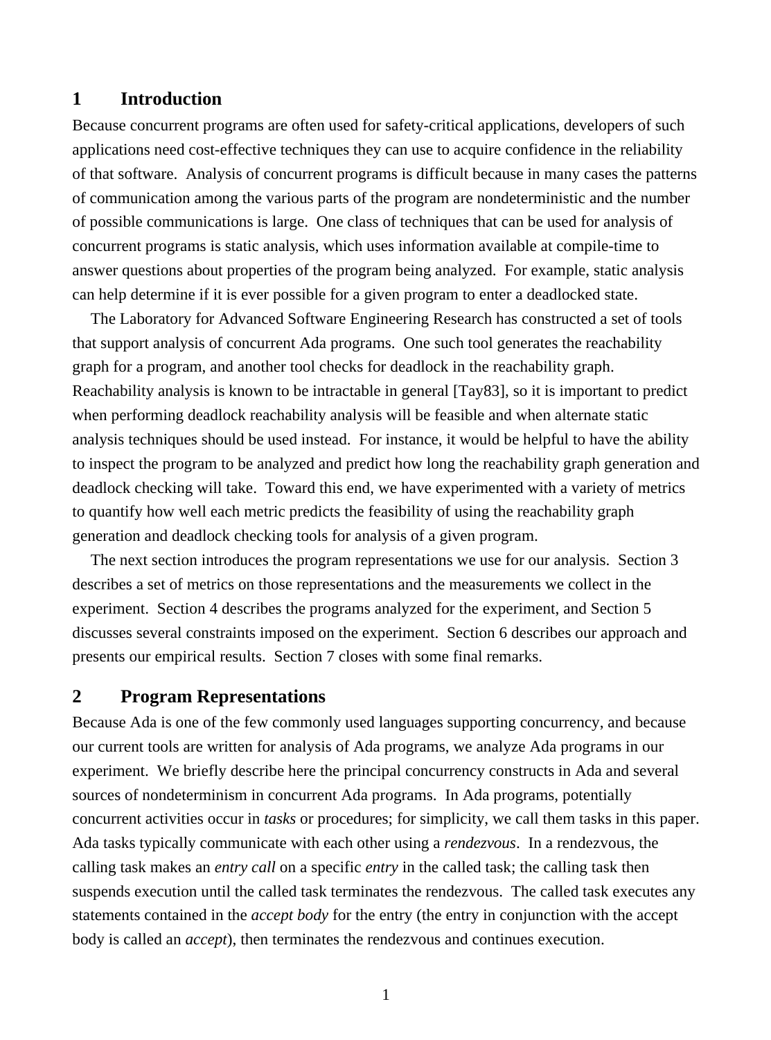## 1 Introduction

Because concurrent programs are often used for safety-critical applications, developers of such applications need cost-effective techniques they can use to acquire confidence in the reliability of that software. Analysis of concurrent programs is difficult because in many cases the patterns of communication among the various parts of the program are nondeterministic and the number of possible communications is large. One class of techniques that can be used for analysis of concurrent programs is static analysis, which uses information available at compile-time to answer questions about properties of the program being analyzed. For example, static analysis can help determine if it is ever possible for a given program to enter a deadlocked state.

The Laboratory for Advanced Software Engineering Research has constructed a set of tools that support analysis of concurrent Ada programs. One such tool generates the reachability graph for a program, and another tool checks for deadlock in the reachability graph. Reachability analysis is known to be intractable in general [Tay83], so it is important to predict when performing deadlock reachability analysis will be feasible and when alternate static analysis techniques should be used instead. For instance, it would be helpful to have the ability to inspect the program to be analyzed and predict how long the reachability graph generation and deadlock checking will take. Toward this end, we have experimented with a variety of metrics to quantify how well each metric predicts the feasibility of using the reachability graph generation and deadlock checking tools for analysis of a given program.

The next section introduces the program representations we use for our analysis. Section 3 describes a set of metrics on those representations and the measurements we collect in the experiment. Section 4 describes the programs analyzed for the experiment, and Section 5 discusses several constraints imposed on the experiment. Section 6 describes our approach and presents our empirical results. Section 7 closes with some final remarks.

## 2 Program Representations

Because Ada is one of the few commonly used languages supporting concurrency, and because our current tools are written for analysis of Ada programs, we analyze Ada programs in our experiment. We briefly describe here the principal concurrency constructs in Ada and several sources of nondeterminism in concurrent Ada programs. In Ada programs, potentially concurrent activities occur in *tasks* or procedures; for simplicity, we call them tasks in this paper. Ada tasks typically communicate with each other using a *rendezvous*. In a rendezvous, the calling task makes an *entry call* on a specific *entry* in the called task; the calling task then suspends execution until the called task terminates the rendezvous. The called task executes any statements contained in the *accept body* for the entry (the entry in conjunction with the accept body is called an *accept*), then terminates the rendezvous and continues execution.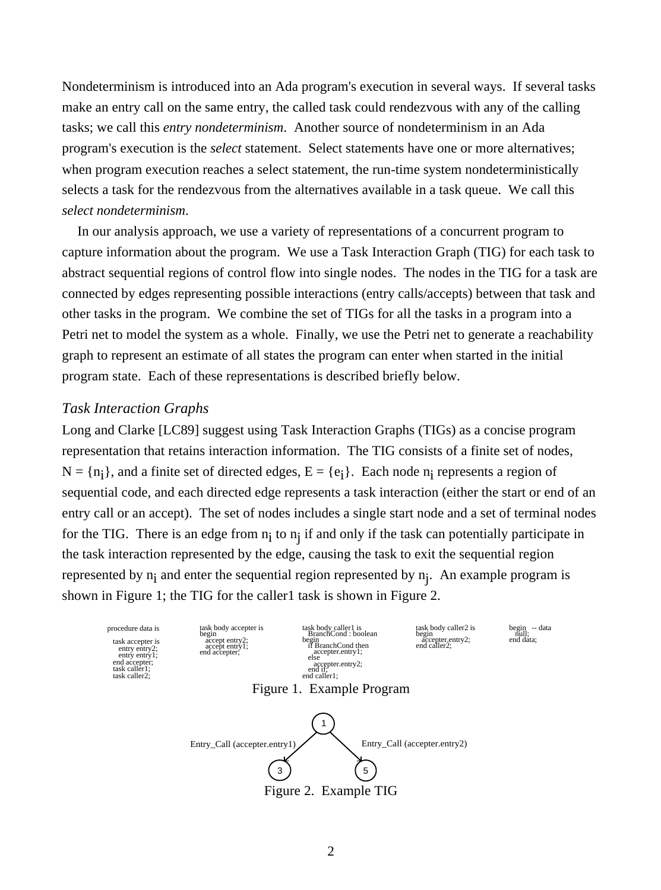Nondeterminism is introduced into an Ada program's execution in several ways. If several tasks make an entry call on the same entry, the called task could rendezvous with any of the calling tasks; we call this *entry nondeterminism*. Another source of nondeterminism in an Ada program's execution is the *select* statement. Select statements have one or more alternatives; when program execution reaches a select statement, the run-time system nondeterministically selects a task for the rendezvous from the alternatives available in a task queue. We call this *select nondeterminism*.

In our analysis approach, we use a variety of representations of a concurrent program to capture information about the program. We use a Task Interaction Graph (TIG) for each task to abstract sequential regions of control flow into single nodes. The nodes in the TIG for a task are connected by edges representing possible interactions (entry calls/accepts) between that task and other tasks in the program. We combine the set of TIGs for all the tasks in a program into a Petri net to model the system as a whole. Finally, we use the Petri net to generate a reachability graph to represent an estimate of all states the program can enter when started in the initial program state. Each of these representations is described briefly below.

### *Task Interaction Graphs*

Long and Clarke [LC89] suggest using Task Interaction Graphs (TIGs) as a concise program representation that retains interaction information. The TIG consists of a finite set of nodes, $N = \{n_i\}$, and a finite set of directed edges, $E = \{e_i\}$. Each node $n_i$ represents a region of sequential code, and each directed edge represents a task interaction (either the start or end of an entry call or an accept). The set of nodes includes a single start node and a set of terminal nodes for the TIG. There is an edge from $n_i$ to $n_j$ if and only if the task can potentially participate in the task interaction represented by the edge, causing the task to exit the sequential region represented by $n_i$ and enter the sequential region represented by $n_j$. An example program is shown in Figure 1; the TIG for the caller1 task is shown in Figure 2.

```
procedure data is

   task accepter is
      entry entry2;
      entry entry1;
   end accepter;
   task caller1;
   task caller2;

task body accepter is
begin
   accept entry2;
   accept entry1;
end accepter;

task body caller1 is
   BranchCond : boolean
begin
   if BranchCond then
      accepter.entry1;
   else
      accepter.entry2;
   end if;
end caller1;

task body caller2 is
begin
   accepter.entry2;
end caller2;

begin   -- data
   null;
end data;
```

Figure 1. Example Program

```
                         (1)
                        /    \
Entry_Call (accepter.entry1)  Entry_Call (accepter.entry2)
                      /        \
                    (3)        (5)
```

Figure 2. Example TIG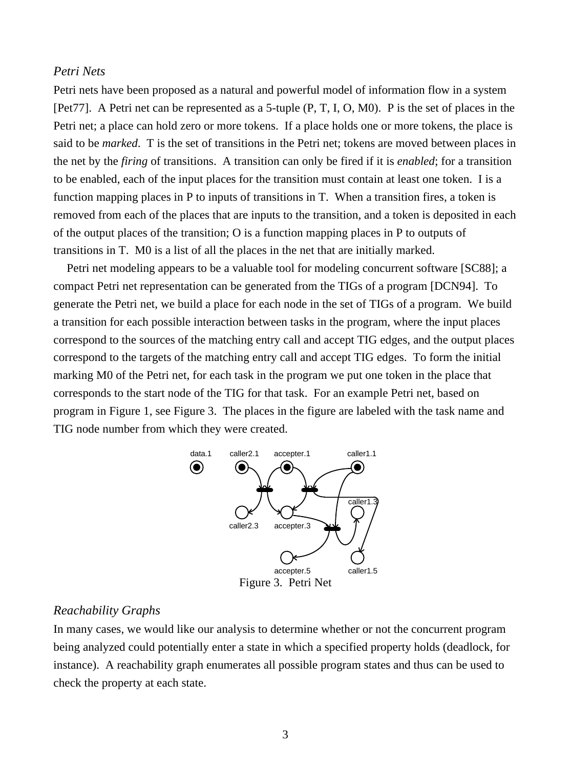*Petri Nets*

Petri nets have been proposed as a natural and powerful model of information flow in a system [Pet77]. A Petri net can be represented as a 5-tuple (P, T, I, O, M0). P is the set of places in the Petri net; a place can hold zero or more tokens. If a place holds one or more tokens, the place is said to be *marked*. T is the set of transitions in the Petri net; tokens are moved between places in the net by the *firing* of transitions. A transition can only be fired if it is *enabled*; for a transition to be enabled, each of the input places for the transition must contain at least one token. I is a function mapping places in P to inputs of transitions in T. When a transition fires, a token is removed from each of the places that are inputs to the transition, and a token is deposited in each of the output places of the transition; O is a function mapping places in P to outputs of transitions in T. M0 is a list of all the places in the net that are initially marked.

Petri net modeling appears to be a valuable tool for modeling concurrent software [SC88]; a compact Petri net representation can be generated from the TIGs of a program [DCN94]. To generate the Petri net, we build a place for each node in the set of TIGs of a program. We build a transition for each possible interaction between tasks in the program, where the input places correspond to the sources of the matching entry call and accept TIG edges, and the output places correspond to the targets of the matching entry call and accept TIG edges. To form the initial marking M0 of the Petri net, for each task in the program we put one token in the place that corresponds to the start node of the TIG for that task. For an example Petri net, based on program in Figure 1, see Figure 3. The places in the figure are labeled with the task name and TIG node number from which they were created.

Figure 3. Petri Net

*Reachability Graphs*

In many cases, we would like our analysis to determine whether or not the concurrent program being analyzed could potentially enter a state in which a specified property holds (deadlock, for instance). A reachability graph enumerates all possible program states and thus can be used to check the property at each state.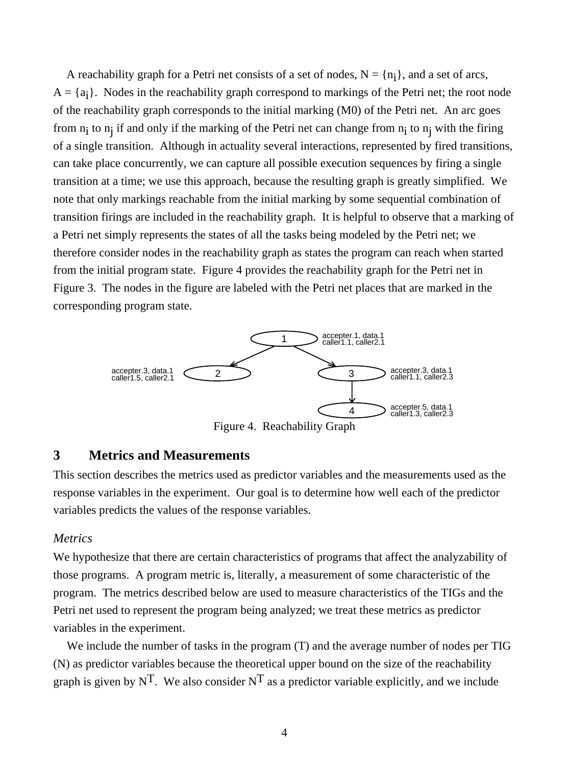A reachability graph for a Petri net consists of a set of nodes, $N = \{n_i\}$, and a set of arcs, $A = \{a_i\}$. Nodes in the reachability graph correspond to markings of the Petri net; the root node of the reachability graph corresponds to the initial marking (M0) of the Petri net. An arc goes from $n_i$ to $n_j$ if and only if the marking of the Petri net can change from $n_i$ to $n_j$ with the firing of a single transition. Although in actuality several interactions, represented by fired transitions, can take place concurrently, we can capture all possible execution sequences by firing a single transition at a time; we use this approach, because the resulting graph is greatly simplified. We note that only markings reachable from the initial marking by some sequential combination of transition firings are included in the reachability graph. It is helpful to observe that a marking of a Petri net simply represents the states of all the tasks being modeled by the Petri net; we therefore consider nodes in the reachability graph as states the program can reach when started from the initial program state. Figure 4 provides the reachability graph for the Petri net in Figure 3. The nodes in the figure are labeled with the Petri net places that are marked in the corresponding program state.

1
accepter.1, data.1
caller1.1, caller2.1

2
accepter.3, data.1
caller1.5, caller2.1

3
accepter.3, data.1
caller1.1, caller2.3

4
accepter.5, data.1
caller1.3, caller2.3

Figure 4. Reachability Graph

## 3 Metrics and Measurements

This section describes the metrics used as predictor variables and the measurements used as the response variables in the experiment. Our goal is to determine how well each of the predictor variables predicts the values of the response variables.

### *Metrics*

We hypothesize that there are certain characteristics of programs that affect the analyzability of those programs. A program metric is, literally, a measurement of some characteristic of the program. The metrics described below are used to measure characteristics of the TIGs and the Petri net used to represent the program being analyzed; we treat these metrics as predictor variables in the experiment.

We include the number of tasks in the program (T) and the average number of nodes per TIG (N) as predictor variables because the theoretical upper bound on the size of the reachability graph is given by $N^T$. We also consider $N^T$ as a predictor variable explicitly, and we include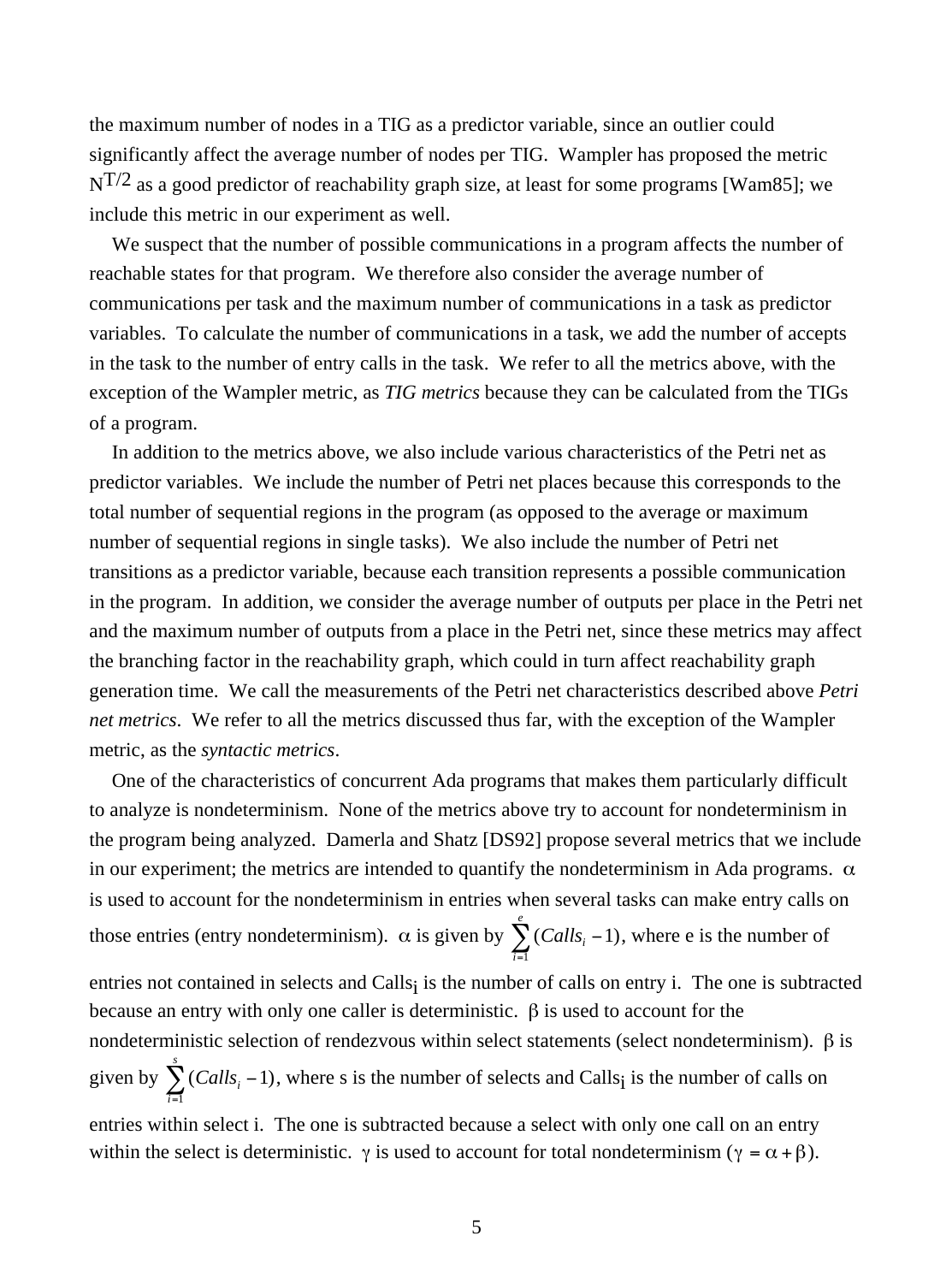the maximum number of nodes in a TIG as a predictor variable, since an outlier could significantly affect the average number of nodes per TIG. Wampler has proposed the metric $N^{T/2}$ as a good predictor of reachability graph size, at least for some programs [Wam85]; we include this metric in our experiment as well.

We suspect that the number of possible communications in a program affects the number of reachable states for that program. We therefore also consider the average number of communications per task and the maximum number of communications in a task as predictor variables. To calculate the number of communications in a task, we add the number of accepts in the task to the number of entry calls in the task. We refer to all the metrics above, with the exception of the Wampler metric, as *TIG metrics* because they can be calculated from the TIGs of a program.

In addition to the metrics above, we also include various characteristics of the Petri net as predictor variables. We include the number of Petri net places because this corresponds to the total number of sequential regions in the program (as opposed to the average or maximum number of sequential regions in single tasks). We also include the number of Petri net transitions as a predictor variable, because each transition represents a possible communication in the program. In addition, we consider the average number of outputs per place in the Petri net and the maximum number of outputs from a place in the Petri net, since these metrics may affect the branching factor in the reachability graph, which could in turn affect reachability graph generation time. We call the measurements of the Petri net characteristics described above *Petri net metrics*. We refer to all the metrics discussed thus far, with the exception of the Wampler metric, as the *syntactic metrics*.

One of the characteristics of concurrent Ada programs that makes them particularly difficult to analyze is nondeterminism. None of the metrics above try to account for nondeterminism in the program being analyzed. Damerla and Shatz [DS92] propose several metrics that we include in our experiment; the metrics are intended to quantify the nondeterminism in Ada programs. $\alpha$ is used to account for the nondeterminism in entries when several tasks can make entry calls on those entries (entry nondeterminism). $\alpha$ is given by $\sum_{i=1}^{e}(Calls_i - 1)$, where e is the number of entries not contained in selects and $Calls_i$ is the number of calls on entry i. The one is subtracted because an entry with only one caller is deterministic. $\beta$ is used to account for the nondeterministic selection of rendezvous within select statements (select nondeterminism). $\beta$ is given by $\sum_{i=1}^{s}(Calls_i - 1)$, where s is the number of selects and $Calls_i$ is the number of calls on entries within select i. The one is subtracted because a select with only one call on an entry within the select is deterministic. $\gamma$ is used to account for total nondeterminism ($\gamma = \alpha + \beta$).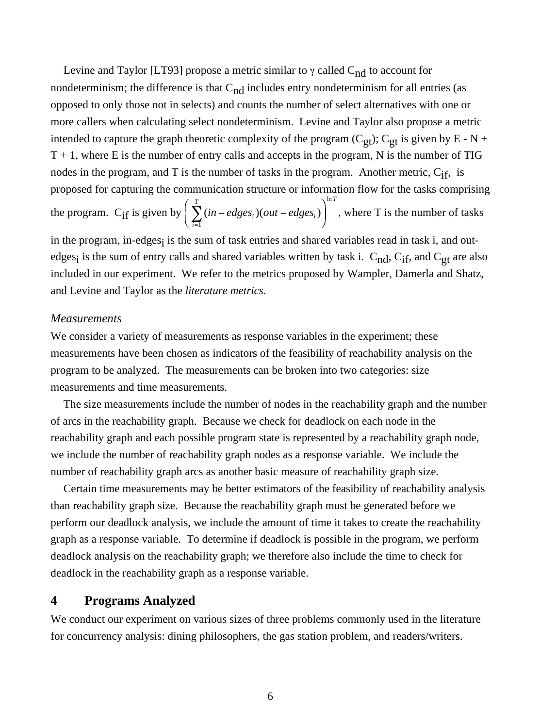Levine and Taylor [LT93] propose a metric similar to $\gamma$ called $C_{nd}$ to account for nondeterminism; the difference is that $C_{nd}$ includes entry nondeterminism for all entries (as opposed to only those not in selects) and counts the number of select alternatives with one or more callers when calculating select nondeterminism. Levine and Taylor also propose a metric intended to capture the graph theoretic complexity of the program ($C_{gt}$); $C_{gt}$ is given by E - N + T + 1, where E is the number of entry calls and accepts in the program, N is the number of TIG nodes in the program, and T is the number of tasks in the program. Another metric, $C_{if}$, is proposed for capturing the communication structure or information flow for the tasks comprising the program. $C_{if}$ is given by $\left( \sum_{i=1}^{T} (in-edges_i)(out-edges_i) \right)^{\ln T}$, where T is the number of tasks in the program, in-edges$_i$ is the sum of task entries and shared variables read in task i, and out-edges$_i$ is the sum of entry calls and shared variables written by task i. $C_{nd}$, $C_{if}$, and $C_{gt}$ are also included in our experiment. We refer to the metrics proposed by Wampler, Damerla and Shatz, and Levine and Taylor as the *literature metrics*.

*Measurements*

We consider a variety of measurements as response variables in the experiment; these measurements have been chosen as indicators of the feasibility of reachability analysis on the program to be analyzed. The measurements can be broken into two categories: size measurements and time measurements.

The size measurements include the number of nodes in the reachability graph and the number of arcs in the reachability graph. Because we check for deadlock on each node in the reachability graph and each possible program state is represented by a reachability graph node, we include the number of reachability graph nodes as a response variable. We include the number of reachability graph arcs as another basic measure of reachability graph size.

Certain time measurements may be better estimators of the feasibility of reachability analysis than reachability graph size. Because the reachability graph must be generated before we perform our deadlock analysis, we include the amount of time it takes to create the reachability graph as a response variable. To determine if deadlock is possible in the program, we perform deadlock analysis on the reachability graph; we therefore also include the time to check for deadlock in the reachability graph as a response variable.

## 4 Programs Analyzed

We conduct our experiment on various sizes of three problems commonly used in the literature for concurrency analysis: dining philosophers, the gas station problem, and readers/writers.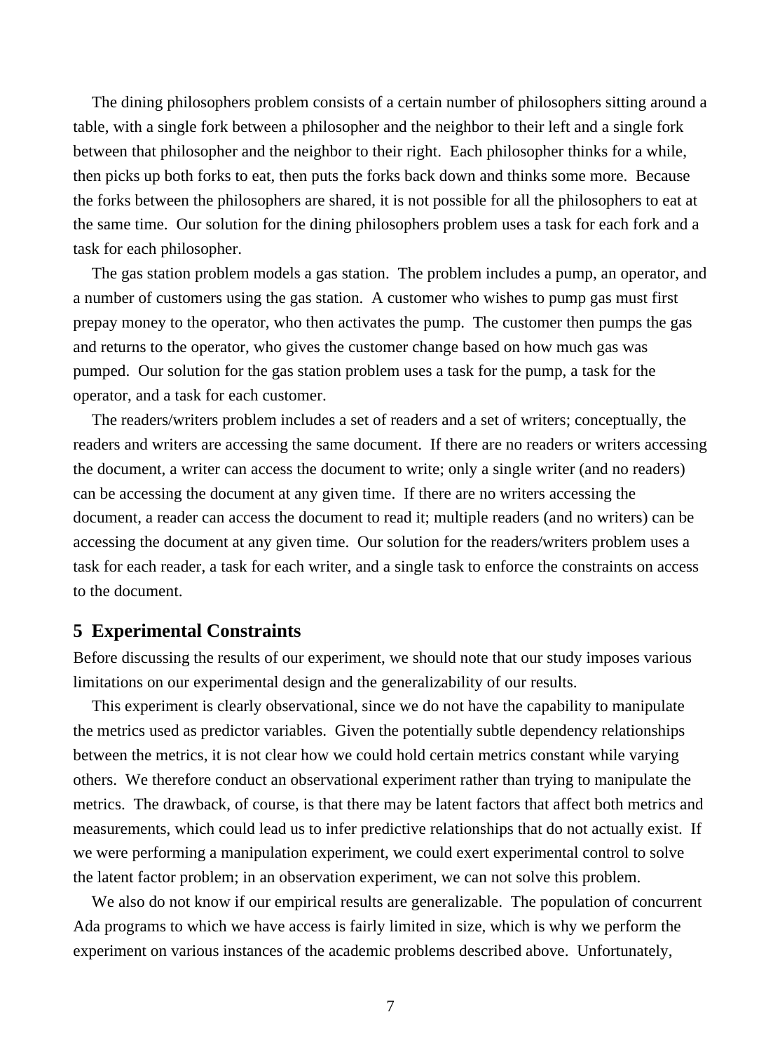The dining philosophers problem consists of a certain number of philosophers sitting around a table, with a single fork between a philosopher and the neighbor to their left and a single fork between that philosopher and the neighbor to their right. Each philosopher thinks for a while, then picks up both forks to eat, then puts the forks back down and thinks some more. Because the forks between the philosophers are shared, it is not possible for all the philosophers to eat at the same time. Our solution for the dining philosophers problem uses a task for each fork and a task for each philosopher.

The gas station problem models a gas station. The problem includes a pump, an operator, and a number of customers using the gas station. A customer who wishes to pump gas must first prepay money to the operator, who then activates the pump. The customer then pumps the gas and returns to the operator, who gives the customer change based on how much gas was pumped. Our solution for the gas station problem uses a task for the pump, a task for the operator, and a task for each customer.

The readers/writers problem includes a set of readers and a set of writers; conceptually, the readers and writers are accessing the same document. If there are no readers or writers accessing the document, a writer can access the document to write; only a single writer (and no readers) can be accessing the document at any given time. If there are no writers accessing the document, a reader can access the document to read it; multiple readers (and no writers) can be accessing the document at any given time. Our solution for the readers/writers problem uses a task for each reader, a task for each writer, and a single task to enforce the constraints on access to the document.

## 5 Experimental Constraints

Before discussing the results of our experiment, we should note that our study imposes various limitations on our experimental design and the generalizability of our results.

This experiment is clearly observational, since we do not have the capability to manipulate the metrics used as predictor variables. Given the potentially subtle dependency relationships between the metrics, it is not clear how we could hold certain metrics constant while varying others. We therefore conduct an observational experiment rather than trying to manipulate the metrics. The drawback, of course, is that there may be latent factors that affect both metrics and measurements, which could lead us to infer predictive relationships that do not actually exist. If we were performing a manipulation experiment, we could exert experimental control to solve the latent factor problem; in an observation experiment, we can not solve this problem.

We also do not know if our empirical results are generalizable. The population of concurrent Ada programs to which we have access is fairly limited in size, which is why we perform the experiment on various instances of the academic problems described above. Unfortunately,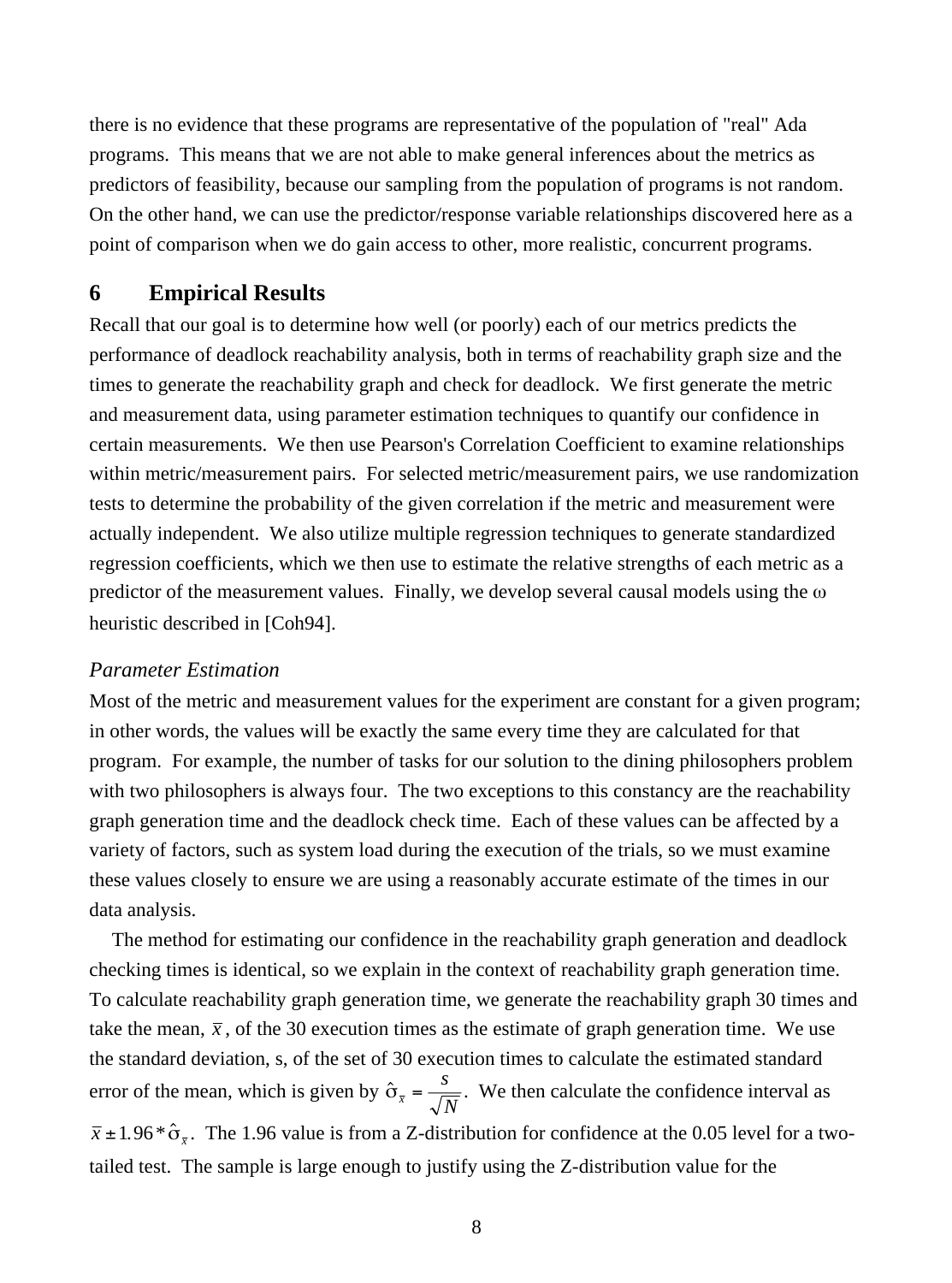there is no evidence that these programs are representative of the population of "real" Ada programs. This means that we are not able to make general inferences about the metrics as predictors of feasibility, because our sampling from the population of programs is not random. On the other hand, we can use the predictor/response variable relationships discovered here as a point of comparison when we do gain access to other, more realistic, concurrent programs.

# 6 Empirical Results

Recall that our goal is to determine how well (or poorly) each of our metrics predicts the performance of deadlock reachability analysis, both in terms of reachability graph size and the times to generate the reachability graph and check for deadlock. We first generate the metric and measurement data, using parameter estimation techniques to quantify our confidence in certain measurements. We then use Pearson's Correlation Coefficient to examine relationships within metric/measurement pairs. For selected metric/measurement pairs, we use randomization tests to determine the probability of the given correlation if the metric and measurement were actually independent. We also utilize multiple regression techniques to generate standardized regression coefficients, which we then use to estimate the relative strengths of each metric as a predictor of the measurement values. Finally, we develop several causal models using the $\omega$ heuristic described in [Coh94].

*Parameter Estimation*

Most of the metric and measurement values for the experiment are constant for a given program; in other words, the values will be exactly the same every time they are calculated for that program. For example, the number of tasks for our solution to the dining philosophers problem with two philosophers is always four. The two exceptions to this constancy are the reachability graph generation time and the deadlock check time. Each of these values can be affected by a variety of factors, such as system load during the execution of the trials, so we must examine these values closely to ensure we are using a reasonably accurate estimate of the times in our data analysis.

The method for estimating our confidence in the reachability graph generation and deadlock checking times is identical, so we explain in the context of reachability graph generation time. To calculate reachability graph generation time, we generate the reachability graph 30 times and take the mean, $\bar{x}$, of the 30 execution times as the estimate of graph generation time. We use the standard deviation, s, of the set of 30 execution times to calculate the estimated standard error of the mean, which is given by $\hat{\sigma}_{\bar{x}} = \frac{s}{\sqrt{N}}$. We then calculate the confidence interval as $\bar{x} \pm 1.96 * \hat{\sigma}_{\bar{x}}$. The 1.96 value is from a Z-distribution for confidence at the 0.05 level for a two-tailed test. The sample is large enough to justify using the Z-distribution value for the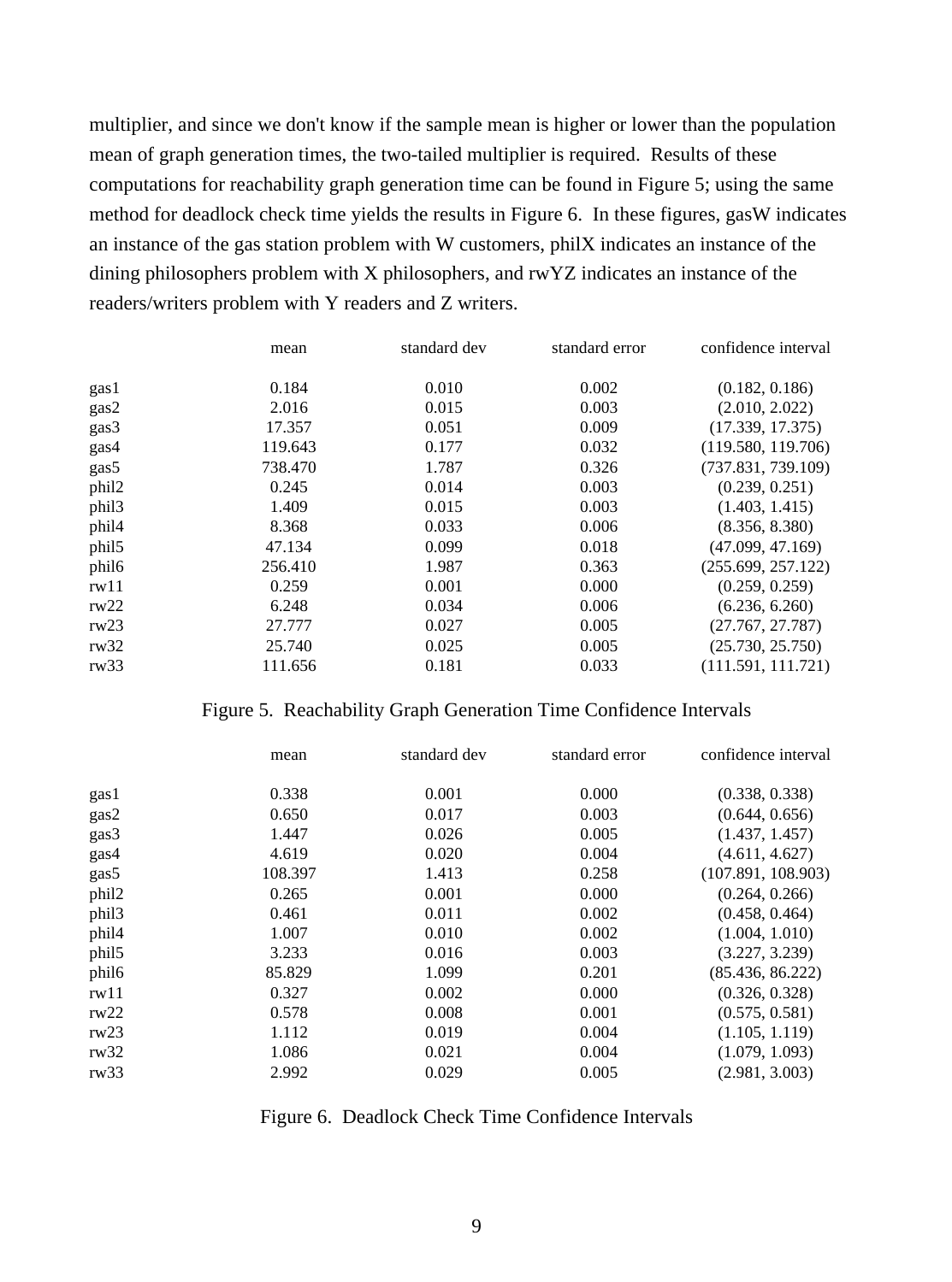multiplier, and since we don't know if the sample mean is higher or lower than the population mean of graph generation times, the two-tailed multiplier is required. Results of these computations for reachability graph generation time can be found in Figure 5; using the same method for deadlock check time yields the results in Figure 6. In these figures, gasW indicates an instance of the gas station problem with W customers, philX indicates an instance of the dining philosophers problem with X philosophers, and rwYZ indicates an instance of the readers/writers problem with Y readers and Z writers.

| | mean | standard dev | standard error | confidence interval |
|---|---|---|---|---|
| gas1 | 0.184 | 0.010 | 0.002 | (0.182, 0.186) |
| gas2 | 2.016 | 0.015 | 0.003 | (2.010, 2.022) |
| gas3 | 17.357 | 0.051 | 0.009 | (17.339, 17.375) |
| gas4 | 119.643 | 0.177 | 0.032 | (119.580, 119.706) |
| gas5 | 738.470 | 1.787 | 0.326 | (737.831, 739.109) |
| phil2 | 0.245 | 0.014 | 0.003 | (0.239, 0.251) |
| phil3 | 1.409 | 0.015 | 0.003 | (1.403, 1.415) |
| phil4 | 8.368 | 0.033 | 0.006 | (8.356, 8.380) |
| phil5 | 47.134 | 0.099 | 0.018 | (47.099, 47.169) |
| phil6 | 256.410 | 1.987 | 0.363 | (255.699, 257.122) |
| rw11 | 0.259 | 0.001 | 0.000 | (0.259, 0.259) |
| rw22 | 6.248 | 0.034 | 0.006 | (6.236, 6.260) |
| rw23 | 27.777 | 0.027 | 0.005 | (27.767, 27.787) |
| rw32 | 25.740 | 0.025 | 0.005 | (25.730, 25.750) |
| rw33 | 111.656 | 0.181 | 0.033 | (111.591, 111.721) |

Figure 5. Reachability Graph Generation Time Confidence Intervals

| | mean | standard dev | standard error | confidence interval |
|---|---|---|---|---|
| gas1 | 0.338 | 0.001 | 0.000 | (0.338, 0.338) |
| gas2 | 0.650 | 0.017 | 0.003 | (0.644, 0.656) |
| gas3 | 1.447 | 0.026 | 0.005 | (1.437, 1.457) |
| gas4 | 4.619 | 0.020 | 0.004 | (4.611, 4.627) |
| gas5 | 108.397 | 1.413 | 0.258 | (107.891, 108.903) |
| phil2 | 0.265 | 0.001 | 0.000 | (0.264, 0.266) |
| phil3 | 0.461 | 0.011 | 0.002 | (0.458, 0.464) |
| phil4 | 1.007 | 0.010 | 0.002 | (1.004, 1.010) |
| phil5 | 3.233 | 0.016 | 0.003 | (3.227, 3.239) |
| phil6 | 85.829 | 1.099 | 0.201 | (85.436, 86.222) |
| rw11 | 0.327 | 0.002 | 0.000 | (0.326, 0.328) |
| rw22 | 0.578 | 0.008 | 0.001 | (0.575, 0.581) |
| rw23 | 1.112 | 0.019 | 0.004 | (1.105, 1.119) |
| rw32 | 1.086 | 0.021 | 0.004 | (1.079, 1.093) |
| rw33 | 2.992 | 0.029 | 0.005 | (2.981, 3.003) |

Figure 6. Deadlock Check Time Confidence Intervals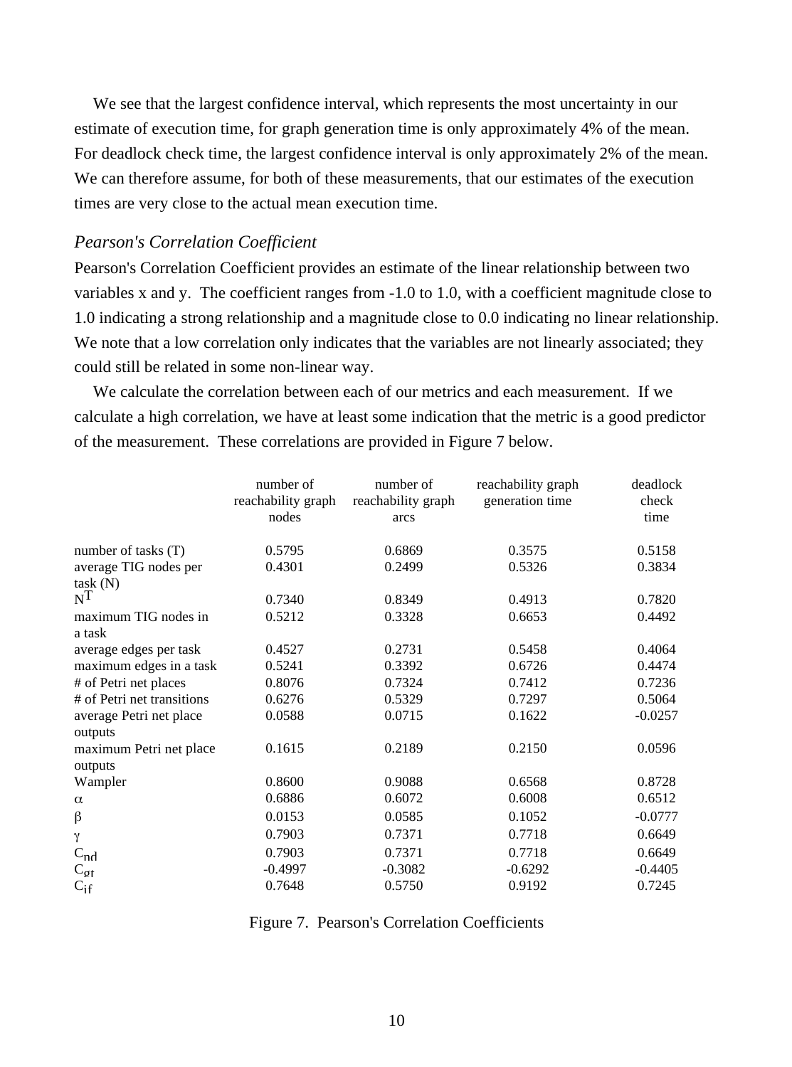We see that the largest confidence interval, which represents the most uncertainty in our estimate of execution time, for graph generation time is only approximately 4% of the mean. For deadlock check time, the largest confidence interval is only approximately 2% of the mean. We can therefore assume, for both of these measurements, that our estimates of the execution times are very close to the actual mean execution time.

### *Pearson's Correlation Coefficient*

Pearson's Correlation Coefficient provides an estimate of the linear relationship between two variables x and y. The coefficient ranges from -1.0 to 1.0, with a coefficient magnitude close to 1.0 indicating a strong relationship and a magnitude close to 0.0 indicating no linear relationship. We note that a low correlation only indicates that the variables are not linearly associated; they could still be related in some non-linear way.

We calculate the correlation between each of our metrics and each measurement. If we calculate a high correlation, we have at least some indication that the metric is a good predictor of the measurement. These correlations are provided in Figure 7 below.

| | number of reachability graph nodes | number of reachability graph arcs | reachability graph generation time | deadlock check time |
|---|---|---|---|---|
| number of tasks (T) | 0.5795 | 0.6869 | 0.3575 | 0.5158 |
| average TIG nodes per task (N) | 0.4301 | 0.2499 | 0.5326 | 0.3834 |
| $N^T$ | 0.7340 | 0.8349 | 0.4913 | 0.7820 |
| maximum TIG nodes in a task | 0.5212 | 0.3328 | 0.6653 | 0.4492 |
| average edges per task | 0.4527 | 0.2731 | 0.5458 | 0.4064 |
| maximum edges in a task | 0.5241 | 0.3392 | 0.6726 | 0.4474 |
| # of Petri net places | 0.8076 | 0.7324 | 0.7412 | 0.7236 |
| # of Petri net transitions | 0.6276 | 0.5329 | 0.7297 | 0.5064 |
| average Petri net place outputs | 0.0588 | 0.0715 | 0.1622 | -0.0257 |
| maximum Petri net place outputs | 0.1615 | 0.2189 | 0.2150 | 0.0596 |
| Wampler | 0.8600 | 0.9088 | 0.6568 | 0.8728 |
| $\alpha$ | 0.6886 | 0.6072 | 0.6008 | 0.6512 |
| $\beta$ | 0.0153 | 0.0585 | 0.1052 | -0.0777 |
| $\gamma$ | 0.7903 | 0.7371 | 0.7718 | 0.6649 |
| $C_{nd}$ | 0.7903 | 0.7371 | 0.7718 | 0.6649 |
| $C_{gt}$ | -0.4997 | -0.3082 | -0.6292 | -0.4405 |
| $C_{if}$ | 0.7648 | 0.5750 | 0.9192 | 0.7245 |

Figure 7. Pearson's Correlation Coefficients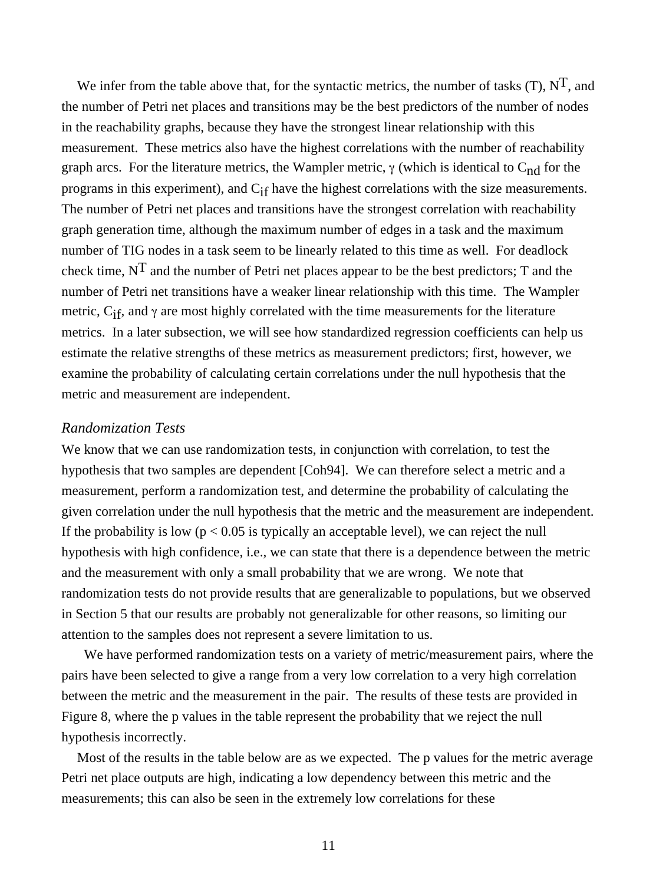We infer from the table above that, for the syntactic metrics, the number of tasks (T), $N^T$, and the number of Petri net places and transitions may be the best predictors of the number of nodes in the reachability graphs, because they have the strongest linear relationship with this measurement. These metrics also have the highest correlations with the number of reachability graph arcs. For the literature metrics, the Wampler metric, $\gamma$ (which is identical to $C_{nd}$ for the programs in this experiment), and $C_{if}$ have the highest correlations with the size measurements. The number of Petri net places and transitions have the strongest correlation with reachability graph generation time, although the maximum number of edges in a task and the maximum number of TIG nodes in a task seem to be linearly related to this time as well. For deadlock check time, $N^T$ and the number of Petri net places appear to be the best predictors; T and the number of Petri net transitions have a weaker linear relationship with this time. The Wampler metric, $C_{if}$, and $\gamma$ are most highly correlated with the time measurements for the literature metrics. In a later subsection, we will see how standardized regression coefficients can help us estimate the relative strengths of these metrics as measurement predictors; first, however, we examine the probability of calculating certain correlations under the null hypothesis that the metric and measurement are independent.

*Randomization Tests*

We know that we can use randomization tests, in conjunction with correlation, to test the hypothesis that two samples are dependent [Coh94]. We can therefore select a metric and a measurement, perform a randomization test, and determine the probability of calculating the given correlation under the null hypothesis that the metric and the measurement are independent. If the probability is low ($p < 0.05$ is typically an acceptable level), we can reject the null hypothesis with high confidence, i.e., we can state that there is a dependence between the metric and the measurement with only a small probability that we are wrong. We note that randomization tests do not provide results that are generalizable to populations, but we observed in Section 5 that our results are probably not generalizable for other reasons, so limiting our attention to the samples does not represent a severe limitation to us.

We have performed randomization tests on a variety of metric/measurement pairs, where the pairs have been selected to give a range from a very low correlation to a very high correlation between the metric and the measurement in the pair. The results of these tests are provided in Figure 8, where the p values in the table represent the probability that we reject the null hypothesis incorrectly.

Most of the results in the table below are as we expected. The p values for the metric average Petri net place outputs are high, indicating a low dependency between this metric and the measurements; this can also be seen in the extremely low correlations for these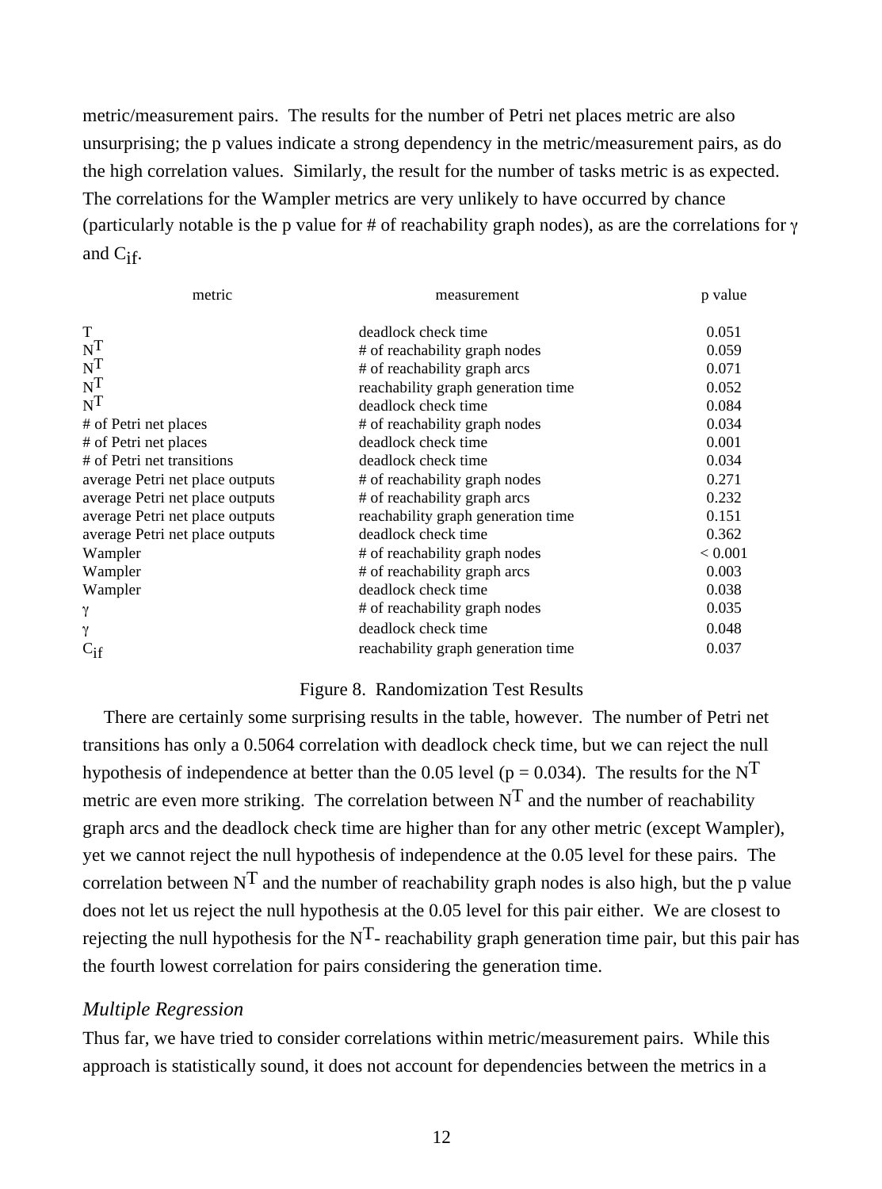metric/measurement pairs. The results for the number of Petri net places metric are also unsurprising; the p values indicate a strong dependency in the metric/measurement pairs, as do the high correlation values. Similarly, the result for the number of tasks metric is as expected. The correlations for the Wampler metrics are very unlikely to have occurred by chance (particularly notable is the p value for # of reachability graph nodes), as are the correlations for $\gamma$ and $C_{if}$.

| metric | measurement | p value |
|---|---|---|
| T | deadlock check time | 0.051 |
| $N^T$ | # of reachability graph nodes | 0.059 |
| $N^T$ | # of reachability graph arcs | 0.071 |
| $N^T$ | reachability graph generation time | 0.052 |
| $N^T$ | deadlock check time | 0.084 |
| # of Petri net places | # of reachability graph nodes | 0.034 |
| # of Petri net places | deadlock check time | 0.001 |
| # of Petri net transitions | deadlock check time | 0.034 |
| average Petri net place outputs | # of reachability graph nodes | 0.271 |
| average Petri net place outputs | # of reachability graph arcs | 0.232 |
| average Petri net place outputs | reachability graph generation time | 0.151 |
| average Petri net place outputs | deadlock check time | 0.362 |
| Wampler | # of reachability graph nodes | < 0.001 |
| Wampler | # of reachability graph arcs | 0.003 |
| Wampler | deadlock check time | 0.038 |
| $\gamma$ | # of reachability graph nodes | 0.035 |
| $\gamma$ | deadlock check time | 0.048 |
| $C_{if}$ | reachability graph generation time | 0.037 |

Figure 8. Randomization Test Results

There are certainly some surprising results in the table, however. The number of Petri net transitions has only a 0.5064 correlation with deadlock check time, but we can reject the null hypothesis of independence at better than the 0.05 level ($p = 0.034$). The results for the $N^T$ metric are even more striking. The correlation between $N^T$ and the number of reachability graph arcs and the deadlock check time are higher than for any other metric (except Wampler), yet we cannot reject the null hypothesis of independence at the 0.05 level for these pairs. The correlation between $N^T$ and the number of reachability graph nodes is also high, but the p value does not let us reject the null hypothesis at the 0.05 level for this pair either. We are closest to rejecting the null hypothesis for the $N^T$- reachability graph generation time pair, but this pair has the fourth lowest correlation for pairs considering the generation time.

### *Multiple Regression*

Thus far, we have tried to consider correlations within metric/measurement pairs. While this approach is statistically sound, it does not account for dependencies between the metrics in a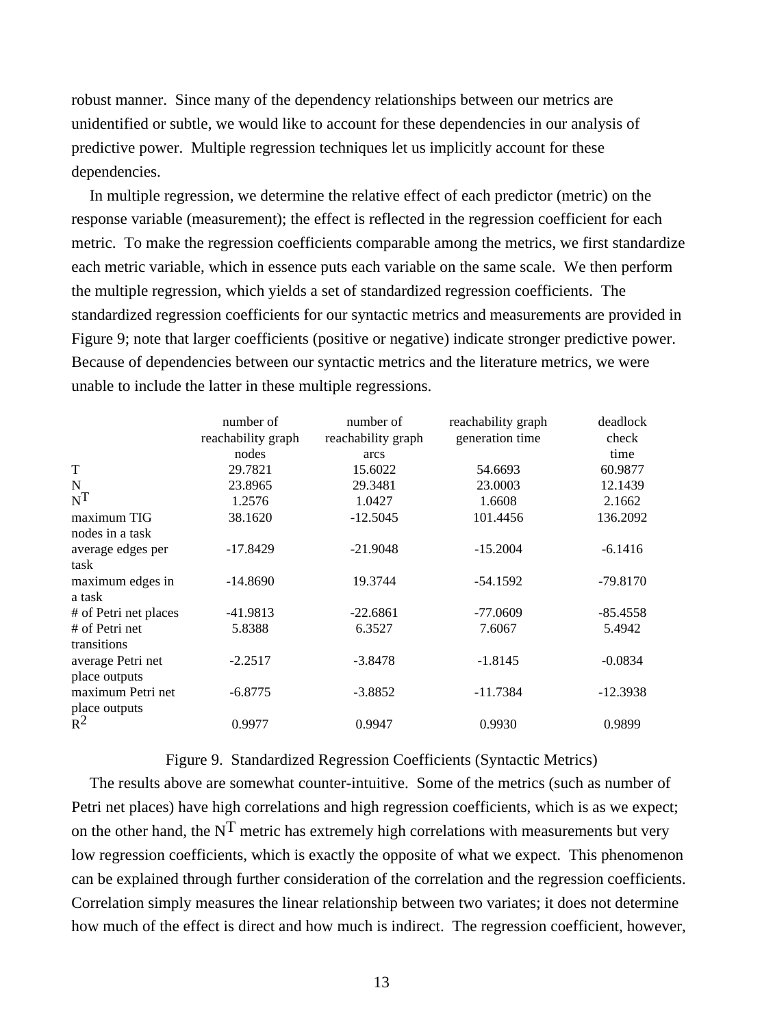robust manner. Since many of the dependency relationships between our metrics are unidentified or subtle, we would like to account for these dependencies in our analysis of predictive power. Multiple regression techniques let us implicitly account for these dependencies.

In multiple regression, we determine the relative effect of each predictor (metric) on the response variable (measurement); the effect is reflected in the regression coefficient for each metric. To make the regression coefficients comparable among the metrics, we first standardize each metric variable, which in essence puts each variable on the same scale. We then perform the multiple regression, which yields a set of standardized regression coefficients. The standardized regression coefficients for our syntactic metrics and measurements are provided in Figure 9; note that larger coefficients (positive or negative) indicate stronger predictive power. Because of dependencies between our syntactic metrics and the literature metrics, we were unable to include the latter in these multiple regressions.

| | number of reachability graph nodes | number of reachability graph arcs | reachability graph generation time | deadlock check time |
|---|---|---|---|---|
| T | 29.7821 | 15.6022 | 54.6693 | 60.9877 |
| N | 23.8965 | 29.3481 | 23.0003 | 12.1439 |
| $N^T$ | 1.2576 | 1.0427 | 1.6608 | 2.1662 |
| maximum TIG nodes in a task | 38.1620 | -12.5045 | 101.4456 | 136.2092 |
| average edges per task | -17.8429 | -21.9048 | -15.2004 | -6.1416 |
| maximum edges in a task | -14.8690 | 19.3744 | -54.1592 | -79.8170 |
| # of Petri net places | -41.9813 | -22.6861 | -77.0609 | -85.4558 |
| # of Petri net transitions | 5.8388 | 6.3527 | 7.6067 | 5.4942 |
| average Petri net place outputs | -2.2517 | -3.8478 | -1.8145 | -0.0834 |
| maximum Petri net place outputs | -6.8775 | -3.8852 | -11.7384 | -12.3938 |
| $R^2$ | 0.9977 | 0.9947 | 0.9930 | 0.9899 |

Figure 9. Standardized Regression Coefficients (Syntactic Metrics)

The results above are somewhat counter-intuitive. Some of the metrics (such as number of Petri net places) have high correlations and high regression coefficients, which is as we expect; on the other hand, the $N^T$ metric has extremely high correlations with measurements but very low regression coefficients, which is exactly the opposite of what we expect. This phenomenon can be explained through further consideration of the correlation and the regression coefficients. Correlation simply measures the linear relationship between two variates; it does not determine how much of the effect is direct and how much is indirect. The regression coefficient, however,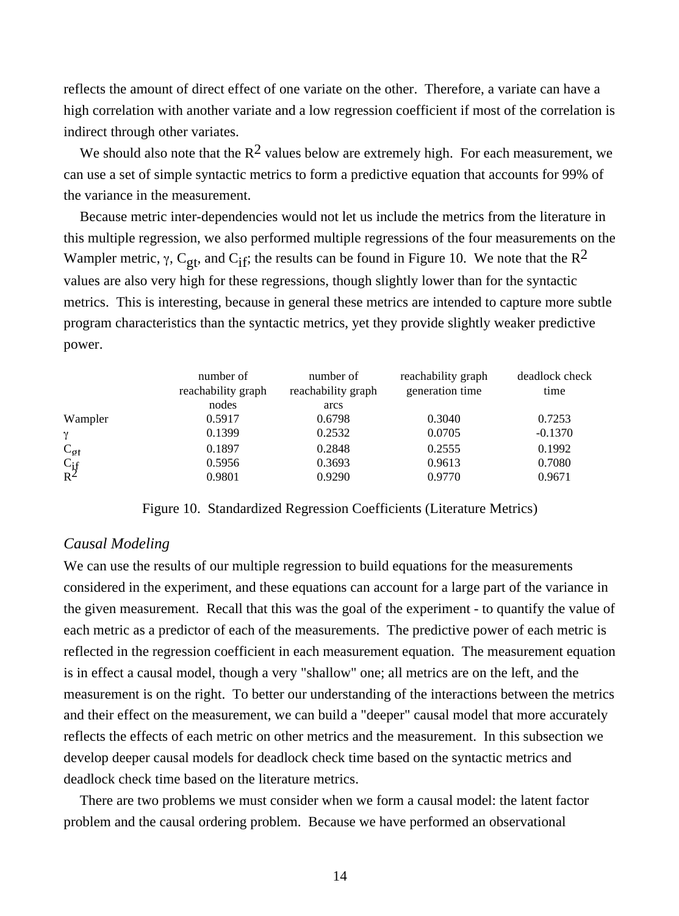reflects the amount of direct effect of one variate on the other. Therefore, a variate can have a high correlation with another variate and a low regression coefficient if most of the correlation is indirect through other variates.

We should also note that the $R^2$ values below are extremely high. For each measurement, we can use a set of simple syntactic metrics to form a predictive equation that accounts for 99% of the variance in the measurement.

Because metric inter-dependencies would not let us include the metrics from the literature in this multiple regression, we also performed multiple regressions of the four measurements on the Wampler metric, $\gamma$, $C_{gt}$, and $C_{if}$; the results can be found in Figure 10. We note that the $R^2$ values are also very high for these regressions, though slightly lower than for the syntactic metrics. This is interesting, because in general these metrics are intended to capture more subtle program characteristics than the syntactic metrics, yet they provide slightly weaker predictive power.

| | number of reachability graph nodes | number of reachability graph arcs | reachability graph generation time | deadlock check time |
|---|---|---|---|---|
| Wampler | 0.5917 | 0.6798 | 0.3040 | 0.7253 |
| $\gamma$ | 0.1399 | 0.2532 | 0.0705 | -0.1370 |
| $C_{gt}$ | 0.1897 | 0.2848 | 0.2555 | 0.1992 |
| $C_{if}$ | 0.5956 | 0.3693 | 0.9613 | 0.7080 |
| $R^2$ | 0.9801 | 0.9290 | 0.9770 | 0.9671 |

Figure 10. Standardized Regression Coefficients (Literature Metrics)

*Causal Modeling*

We can use the results of our multiple regression to build equations for the measurements considered in the experiment, and these equations can account for a large part of the variance in the given measurement. Recall that this was the goal of the experiment - to quantify the value of each metric as a predictor of each of the measurements. The predictive power of each metric is reflected in the regression coefficient in each measurement equation. The measurement equation is in effect a causal model, though a very "shallow" one; all metrics are on the left, and the measurement is on the right. To better our understanding of the interactions between the metrics and their effect on the measurement, we can build a "deeper" causal model that more accurately reflects the effects of each metric on other metrics and the measurement. In this subsection we develop deeper causal models for deadlock check time based on the syntactic metrics and deadlock check time based on the literature metrics.

There are two problems we must consider when we form a causal model: the latent factor problem and the causal ordering problem. Because we have performed an observational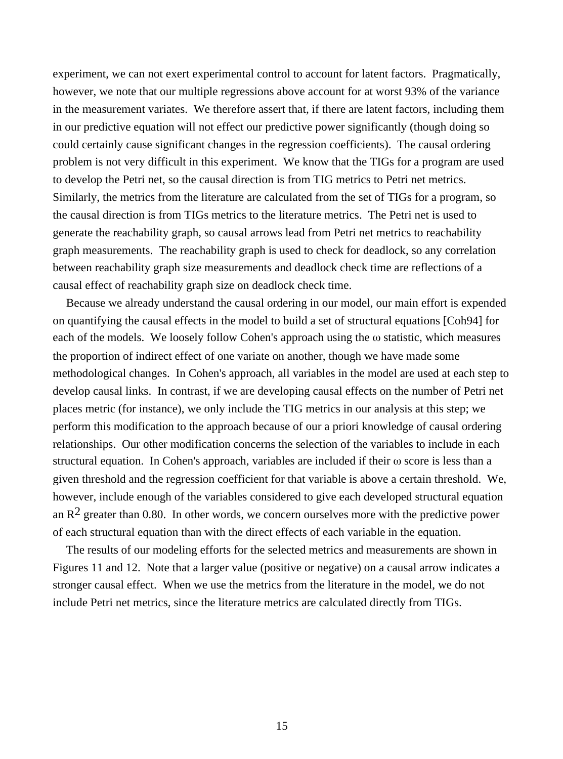experiment, we can not exert experimental control to account for latent factors. Pragmatically, however, we note that our multiple regressions above account for at worst 93% of the variance in the measurement variates. We therefore assert that, if there are latent factors, including them in our predictive equation will not effect our predictive power significantly (though doing so could certainly cause significant changes in the regression coefficients). The causal ordering problem is not very difficult in this experiment. We know that the TIGs for a program are used to develop the Petri net, so the causal direction is from TIG metrics to Petri net metrics. Similarly, the metrics from the literature are calculated from the set of TIGs for a program, so the causal direction is from TIGs metrics to the literature metrics. The Petri net is used to generate the reachability graph, so causal arrows lead from Petri net metrics to reachability graph measurements. The reachability graph is used to check for deadlock, so any correlation between reachability graph size measurements and deadlock check time are reflections of a causal effect of reachability graph size on deadlock check time.

Because we already understand the causal ordering in our model, our main effort is expended on quantifying the causal effects in the model to build a set of structural equations [Coh94] for each of the models. We loosely follow Cohen's approach using the $\omega$ statistic, which measures the proportion of indirect effect of one variate on another, though we have made some methodological changes. In Cohen's approach, all variables in the model are used at each step to develop causal links. In contrast, if we are developing causal effects on the number of Petri net places metric (for instance), we only include the TIG metrics in our analysis at this step; we perform this modification to the approach because of our a priori knowledge of causal ordering relationships. Our other modification concerns the selection of the variables to include in each structural equation. In Cohen's approach, variables are included if their $\omega$ score is less than a given threshold and the regression coefficient for that variable is above a certain threshold. We, however, include enough of the variables considered to give each developed structural equation an $R^2$ greater than 0.80. In other words, we concern ourselves more with the predictive power of each structural equation than with the direct effects of each variable in the equation.

The results of our modeling efforts for the selected metrics and measurements are shown in Figures 11 and 12. Note that a larger value (positive or negative) on a causal arrow indicates a stronger causal effect. When we use the metrics from the literature in the model, we do not include Petri net metrics, since the literature metrics are calculated directly from TIGs.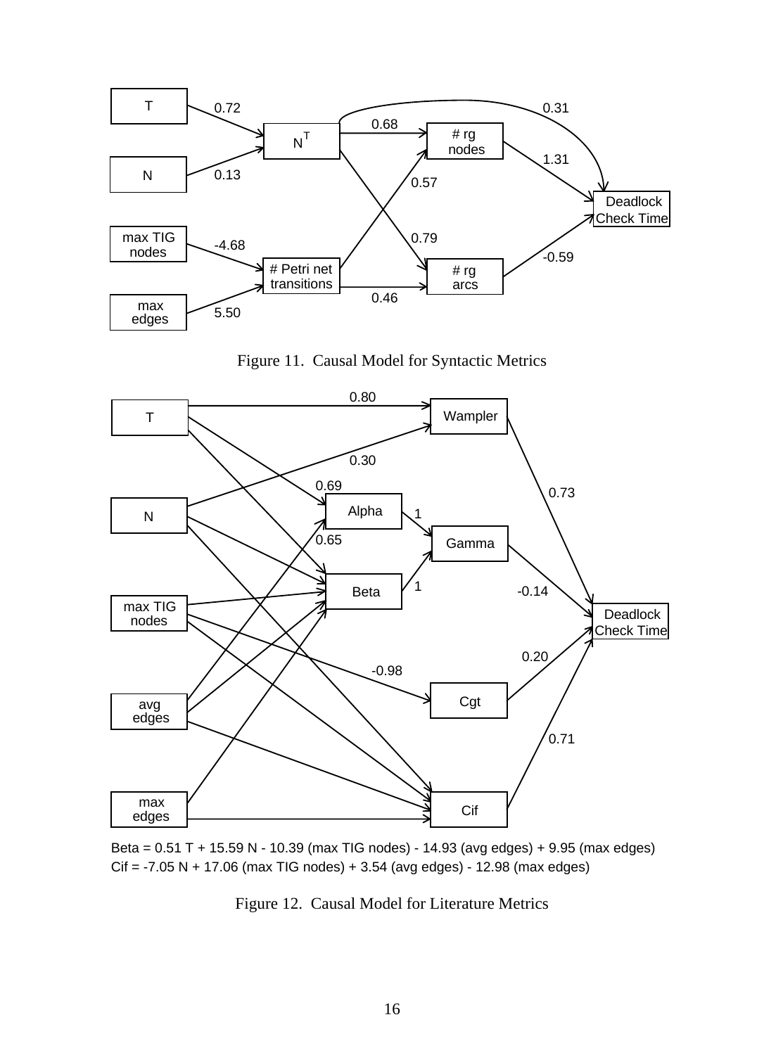Figure 11. Causal Model for Syntactic Metrics

Beta = 0.51 T + 15.59 N - 10.39 (max TIG nodes) - 14.93 (avg edges) + 9.95 (max edges)
Cif = -7.05 N + 17.06 (max TIG nodes) + 3.54 (avg edges) - 12.98 (max edges)

Figure 12. Causal Model for Literature Metrics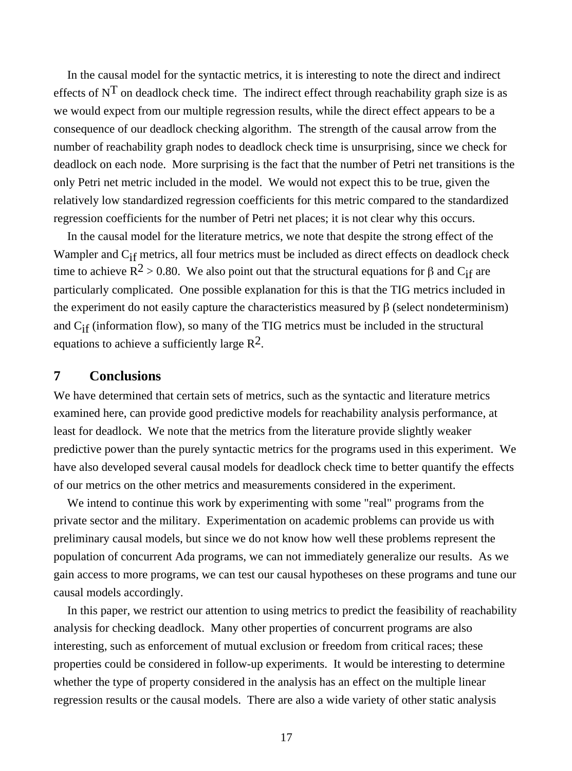In the causal model for the syntactic metrics, it is interesting to note the direct and indirect effects of $N^T$ on deadlock check time. The indirect effect through reachability graph size is as we would expect from our multiple regression results, while the direct effect appears to be a consequence of our deadlock checking algorithm. The strength of the causal arrow from the number of reachability graph nodes to deadlock check time is unsurprising, since we check for deadlock on each node. More surprising is the fact that the number of Petri net transitions is the only Petri net metric included in the model. We would not expect this to be true, given the relatively low standardized regression coefficients for this metric compared to the standardized regression coefficients for the number of Petri net places; it is not clear why this occurs.

In the causal model for the literature metrics, we note that despite the strong effect of the Wampler and $C_{if}$ metrics, all four metrics must be included as direct effects on deadlock check time to achieve $R^2 > 0.80$. We also point out that the structural equations for $\beta$ and $C_{if}$ are particularly complicated. One possible explanation for this is that the TIG metrics included in the experiment do not easily capture the characteristics measured by $\beta$ (select nondeterminism) and $C_{if}$ (information flow), so many of the TIG metrics must be included in the structural equations to achieve a sufficiently large $R^2$.

## 7 Conclusions

We have determined that certain sets of metrics, such as the syntactic and literature metrics examined here, can provide good predictive models for reachability analysis performance, at least for deadlock. We note that the metrics from the literature provide slightly weaker predictive power than the purely syntactic metrics for the programs used in this experiment. We have also developed several causal models for deadlock check time to better quantify the effects of our metrics on the other metrics and measurements considered in the experiment.

We intend to continue this work by experimenting with some "real" programs from the private sector and the military. Experimentation on academic problems can provide us with preliminary causal models, but since we do not know how well these problems represent the population of concurrent Ada programs, we can not immediately generalize our results. As we gain access to more programs, we can test our causal hypotheses on these programs and tune our causal models accordingly.

In this paper, we restrict our attention to using metrics to predict the feasibility of reachability analysis for checking deadlock. Many other properties of concurrent programs are also interesting, such as enforcement of mutual exclusion or freedom from critical races; these properties could be considered in follow-up experiments. It would be interesting to determine whether the type of property considered in the analysis has an effect on the multiple linear regression results or the causal models. There are also a wide variety of other static analysis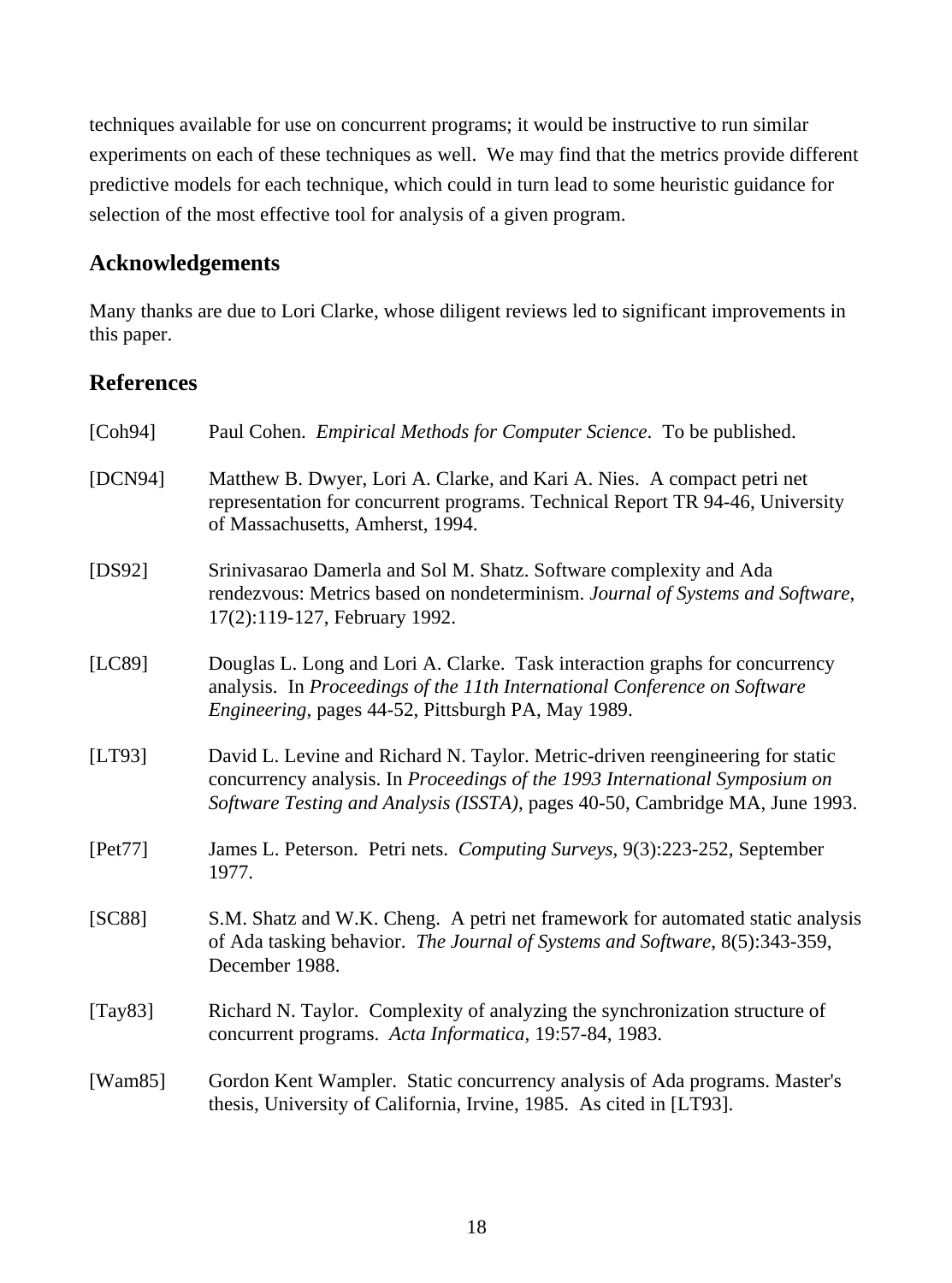techniques available for use on concurrent programs; it would be instructive to run similar experiments on each of these techniques as well. We may find that the metrics provide different predictive models for each technique, which could in turn lead to some heuristic guidance for selection of the most effective tool for analysis of a given program.

## Acknowledgements

Many thanks are due to Lori Clarke, whose diligent reviews led to significant improvements in this paper.

## References

[Coh94] Paul Cohen. *Empirical Methods for Computer Science*. To be published.

[DCN94] Matthew B. Dwyer, Lori A. Clarke, and Kari A. Nies. A compact petri net representation for concurrent programs. Technical Report TR 94-46, University of Massachusetts, Amherst, 1994.

[DS92] Srinivasarao Damerla and Sol M. Shatz. Software complexity and Ada rendezvous: Metrics based on nondeterminism. *Journal of Systems and Software*, 17(2):119-127, February 1992.

[LC89] Douglas L. Long and Lori A. Clarke. Task interaction graphs for concurrency analysis. In *Proceedings of the 11th International Conference on Software Engineering*, pages 44-52, Pittsburgh PA, May 1989.

[LT93] David L. Levine and Richard N. Taylor. Metric-driven reengineering for static concurrency analysis. In *Proceedings of the 1993 International Symposium on Software Testing and Analysis (ISSTA)*, pages 40-50, Cambridge MA, June 1993.

[Pet77] James L. Peterson. Petri nets. *Computing Surveys*, 9(3):223-252, September 1977.

[SC88] S.M. Shatz and W.K. Cheng. A petri net framework for automated static analysis of Ada tasking behavior. *The Journal of Systems and Software*, 8(5):343-359, December 1988.

[Tay83] Richard N. Taylor. Complexity of analyzing the synchronization structure of concurrent programs. *Acta Informatica*, 19:57-84, 1983.

[Wam85] Gordon Kent Wampler. Static concurrency analysis of Ada programs. Master's thesis, University of California, Irvine, 1985. As cited in [LT93].